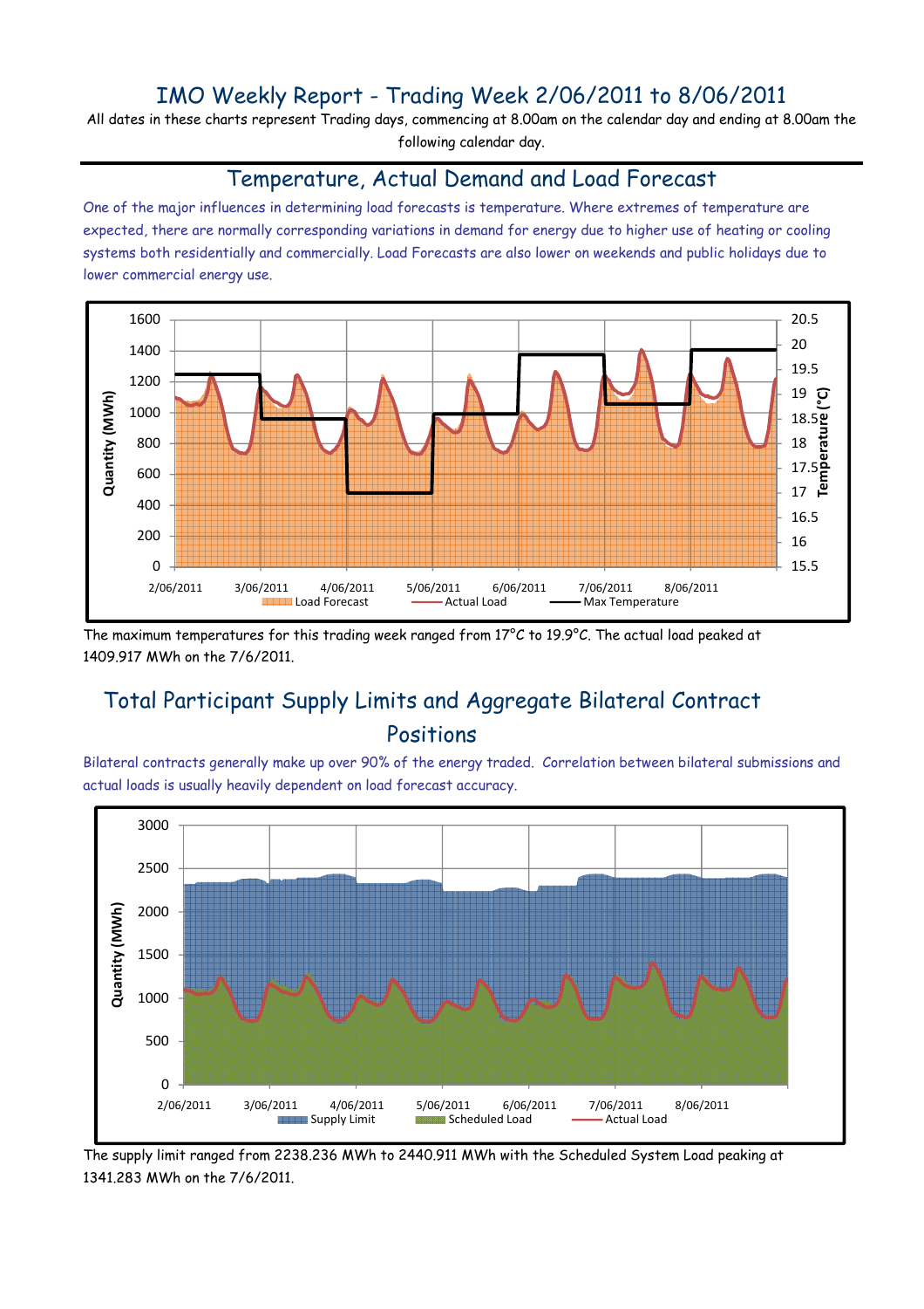# IMO Weekly Report - Trading Week 2/06/2011 to 8/06/2011

All dates in these charts represent Trading days, commencing at 8.00am on the calendar day and ending at 8.00am the following calendar day.

## Temperature, Actual Demand and Load Forecast

One of the major influences in determining load forecasts is temperature. Where extremes of temperature are expected, there are normally corresponding variations in demand for energy due to higher use of heating or cooling systems both residentially and commercially. Load Forecasts are also lower on weekends and public holidays due to lower commercial energy use.

The maximum temperatures for this trading week ranged from 17°C to 19.9°C. The actual load peaked at 1409.917 MWh on the 7/6/2011.

## Total Participant Supply Limits and Aggregate Bilateral Contract Positions

Bilateral contracts generally make up over 90% of the energy traded. Correlation between bilateral submissions and actual loads is usually heavily dependent on load forecast accuracy.

The supply limit ranged from 2238.236 MWh to 2440.911 MWh with the Scheduled System Load peaking at 1341.283 MWh on the 7/6/2011.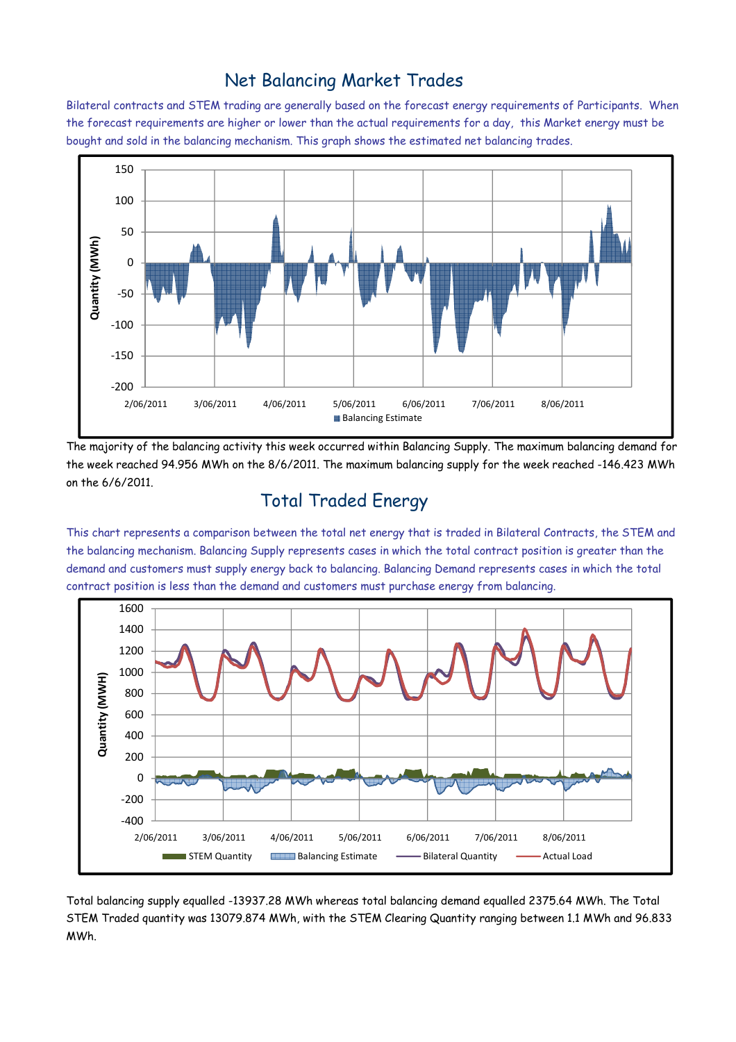## Net Balancing Market Trades

Bilateral contracts and STEM trading are generally based on the forecast energy requirements of Participants. When the forecast requirements are higher or lower than the actual requirements for a day, this Market energy must be bought and sold in the balancing mechanism. This graph shows the estimated net balancing trades.

The majority of the balancing activity this week occurred within Balancing Supply. The maximum balancing demand for the week reached 94.956 MWh on the 8/6/2011. The maximum balancing supply for the week reached -146.423 MWh on the 6/6/2011.

## Total Traded Energy

This chart represents a comparison between the total net energy that is traded in Bilateral Contracts, the STEM and the balancing mechanism. Balancing Supply represents cases in which the total contract position is greater than the demand and customers must supply energy back to balancing. Balancing Demand represents cases in which the total contract position is less than the demand and customers must purchase energy from balancing.

Total balancing supply equalled -13937.28 MWh whereas total balancing demand equalled 2375.64 MWh. The Total STEM Traded quantity was 13079.874 MWh, with the STEM Clearing Quantity ranging between 1.1 MWh and 96.833 MWh.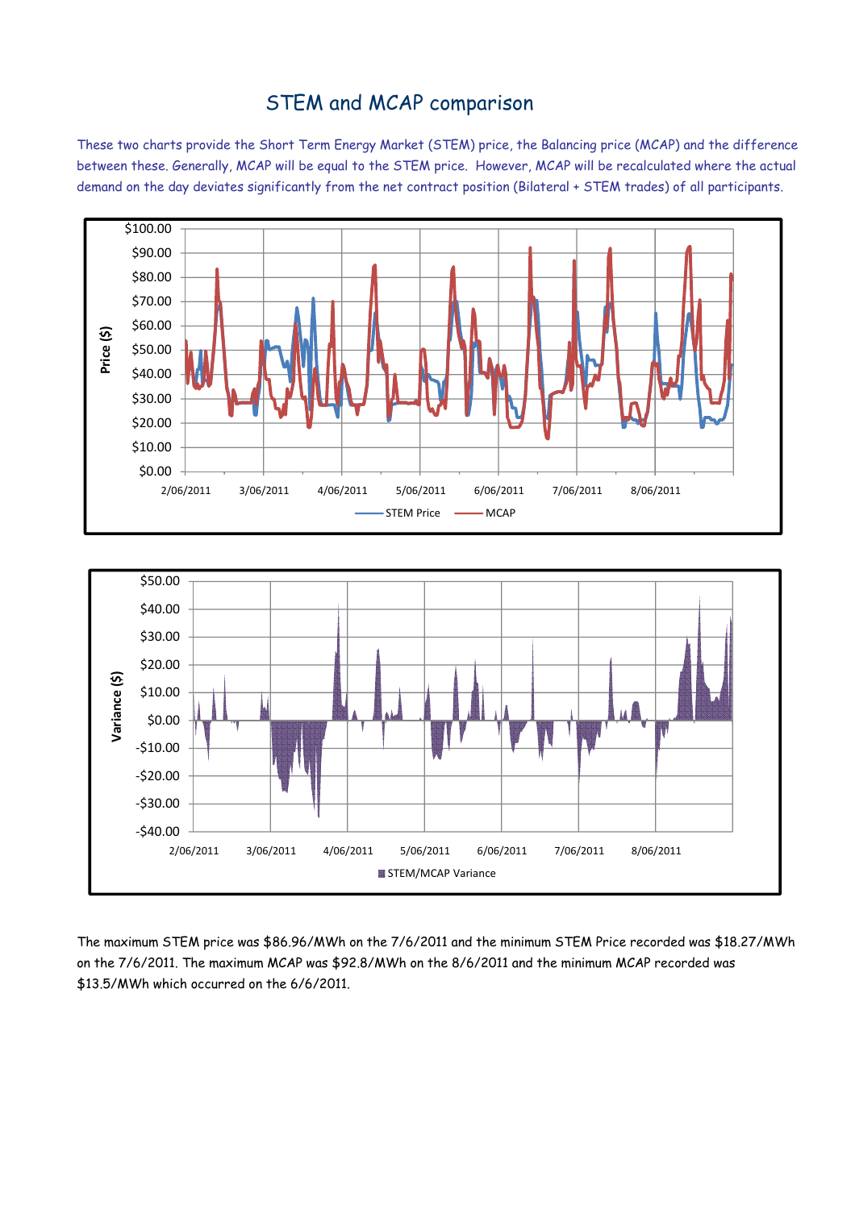# STEM and MCAP comparison

These two charts provide the Short Term Energy Market (STEM) price, the Balancing price (MCAP) and the difference between these. Generally, MCAP will be equal to the STEM price. However, MCAP will be recalculated where the actual demand on the day deviates significantly from the net contract position (Bilateral + STEM trades) of all participants.

Price ($)

$100.00
$90.00
$80.00
$70.00
$60.00
$50.00
$40.00
$30.00
$20.00
$10.00
$0.00

2/06/2011 3/06/2011 4/06/2011 5/06/2011 6/06/2011 7/06/2011 8/06/2011

STEM Price
MCAP

Variance ($)

$50.00
$40.00
$30.00
$20.00
$10.00
$0.00
-$10.00
-$20.00
-$30.00
-$40.00

2/06/2011 3/06/2011 4/06/2011 5/06/2011 6/06/2011 7/06/2011 8/06/2011

STEM/MCAP Variance

The maximum STEM price was $86.96/MWh on the 7/6/2011 and the minimum STEM Price recorded was $18.27/MWh on the 7/6/2011. The maximum MCAP was $92.8/MWh on the 8/6/2011 and the minimum MCAP recorded was $13.5/MWh which occurred on the 6/6/2011.